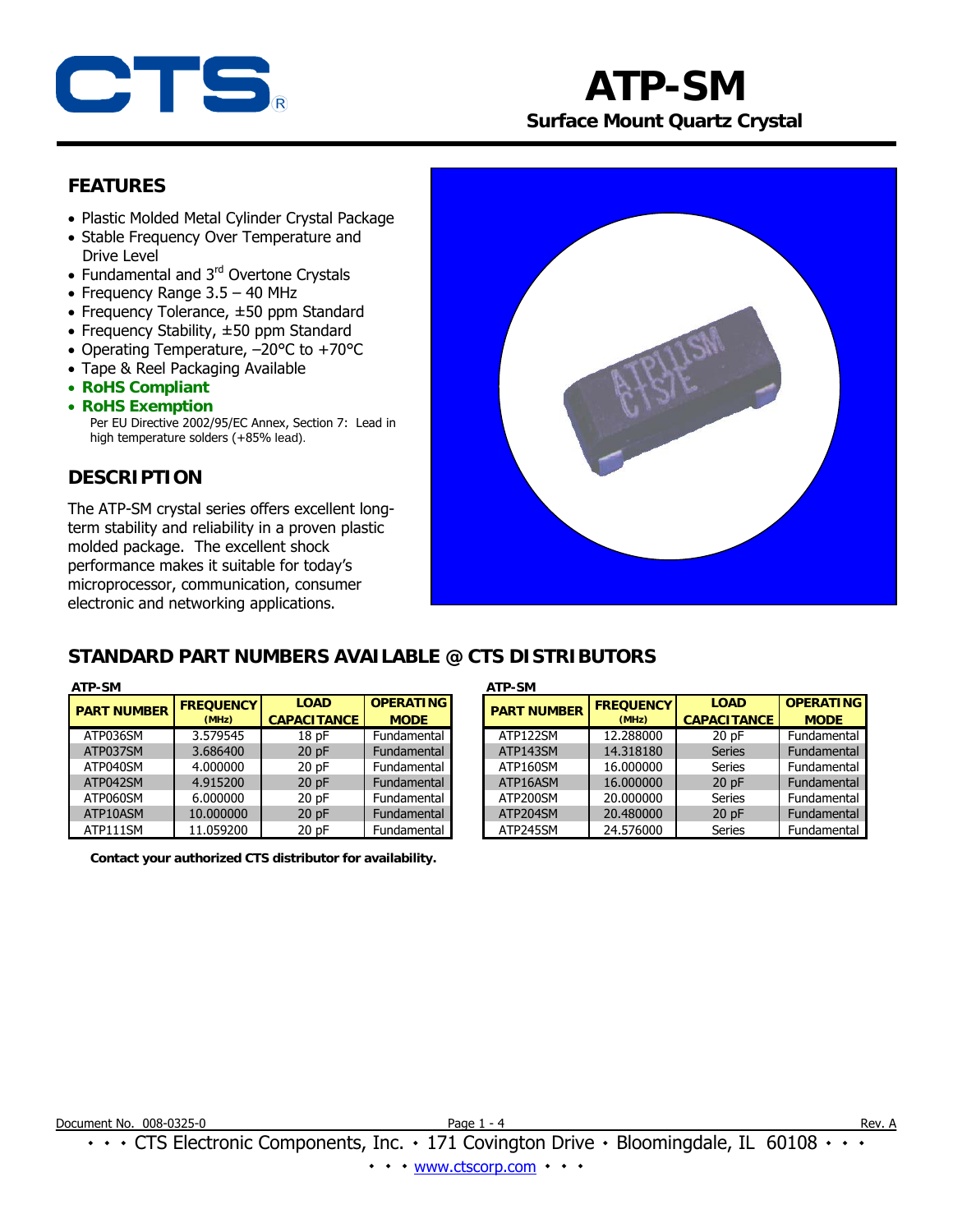# ATP-SM

## Surface Mount Quartz Crystal

## FEATURES

- Plastic Molded Metal Cylinder Crystal Package
- Stable Frequency Over Temperature and Drive Level
- Fundamental and 3rd Overtone Crystals
- Frequency Range 3.5 – 40 MHz
- Frequency Tolerance, ±50 ppm Standard
- Frequency Stability, ±50 ppm Standard
- Operating Temperature, –20°C to +70°C
- Tape & Reel Packaging Available
- **RoHS Compliant**
- **RoHS Exemption**
  Per EU Directive 2002/95/EC Annex, Section 7: Lead in high temperature solders (+85% lead).

## DESCRIPTION

The ATP-SM crystal series offers excellent long-term stability and reliability in a proven plastic molded package. The excellent shock performance makes it suitable for today's microprocessor, communication, consumer electronic and networking applications.

## STANDARD PART NUMBERS AVAILABLE @ CTS DISTRIBUTORS

**ATP-SM**

| PART NUMBER | FREQUENCY (MHz) | LOAD CAPACITANCE | OPERATING MODE |
|---|---|---|---|
| ATP036SM | 3.579545 | 18 pF | Fundamental |
| ATP037SM | 3.686400 | 20 pF | Fundamental |
| ATP040SM | 4.000000 | 20 pF | Fundamental |
| ATP042SM | 4.915200 | 20 pF | Fundamental |
| ATP060SM | 6.000000 | 20 pF | Fundamental |
| ATP10ASM | 10.000000 | 20 pF | Fundamental |
| ATP111SM | 11.059200 | 20 pF | Fundamental |

**ATP-SM**

| PART NUMBER | FREQUENCY (MHz) | LOAD CAPACITANCE | OPERATING MODE |
|---|---|---|---|
| ATP122SM | 12.288000 | 20 pF | Fundamental |
| ATP143SM | 14.318180 | Series | Fundamental |
| ATP160SM | 16.000000 | Series | Fundamental |
| ATP16ASM | 16.000000 | 20 pF | Fundamental |
| ATP200SM | 20.000000 | Series | Fundamental |
| ATP204SM | 20.480000 | 20 pF | Fundamental |
| ATP245SM | 24.576000 | Series | Fundamental |

**Contact your authorized CTS distributor for availability.**

Document No. 008-0325-0 Rev. A

• • • CTS Electronic Components, Inc. • 171 Covington Drive • Bloomingdale, IL 60108 • • •

• • • www.ctscorp.com • • •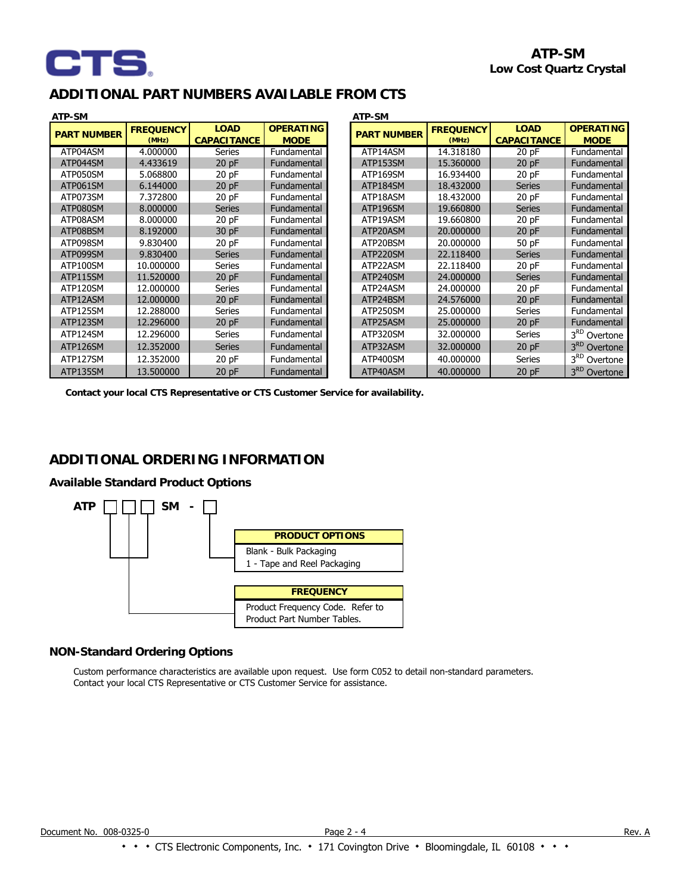# ADDITIONAL PART NUMBERS AVAILABLE FROM CTS

**ATP-SM**

| PART NUMBER | FREQUENCY (MHz) | LOAD CAPACITANCE | OPERATING MODE |
|---|---|---|---|
| ATP04ASM | 4.000000 | Series | Fundamental |
| ATP044SM | 4.433619 | 20 pF | Fundamental |
| ATP050SM | 5.068800 | 20 pF | Fundamental |
| ATP061SM | 6.144000 | 20 pF | Fundamental |
| ATP073SM | 7.372800 | 20 pF | Fundamental |
| ATP080SM | 8.000000 | Series | Fundamental |
| ATP08ASM | 8.000000 | 20 pF | Fundamental |
| ATP08BSM | 8.192000 | 30 pF | Fundamental |
| ATP098SM | 9.830400 | 20 pF | Fundamental |
| ATP099SM | 9.830400 | Series | Fundamental |
| ATP100SM | 10.000000 | Series | Fundamental |
| ATP115SM | 11.520000 | 20 pF | Fundamental |
| ATP120SM | 12.000000 | Series | Fundamental |
| ATP12ASM | 12.000000 | 20 pF | Fundamental |
| ATP125SM | 12.288000 | Series | Fundamental |
| ATP123SM | 12.296000 | 20 pF | Fundamental |
| ATP124SM | 12.296000 | Series | Fundamental |
| ATP126SM | 12.352000 | Series | Fundamental |
| ATP127SM | 12.352000 | 20 pF | Fundamental |
| ATP135SM | 13.500000 | 20 pF | Fundamental |

**ATP-SM**

| PART NUMBER | FREQUENCY (MHz) | LOAD CAPACITANCE | OPERATING MODE |
|---|---|---|---|
| ATP14ASM | 14.318180 | 20 pF | Fundamental |
| ATP153SM | 15.360000 | 20 pF | Fundamental |
| ATP169SM | 16.934400 | 20 pF | Fundamental |
| ATP184SM | 18.432000 | Series | Fundamental |
| ATP18ASM | 18.432000 | 20 pF | Fundamental |
| ATP196SM | 19.660800 | Series | Fundamental |
| ATP19ASM | 19.660800 | 20 pF | Fundamental |
| ATP20ASM | 20.000000 | 20 pF | Fundamental |
| ATP20BSM | 20.000000 | 50 pF | Fundamental |
| ATP220SM | 22.118400 | Series | Fundamental |
| ATP22ASM | 22.118400 | 20 pF | Fundamental |
| ATP240SM | 24.000000 | Series | Fundamental |
| ATP24ASM | 24.000000 | 20 pF | Fundamental |
| ATP24BSM | 24.576000 | 20 pF | Fundamental |
| ATP250SM | 25.000000 | Series | Fundamental |
| ATP25ASM | 25.000000 | 20 pF | Fundamental |
| ATP320SM | 32.000000 | Series | 3RD Overtone |
| ATP32ASM | 32.000000 | 20 pF | 3RD Overtone |
| ATP400SM | 40.000000 | Series | 3RD Overtone |
| ATP40ASM | 40.000000 | 20 pF | 3RD Overtone |

**Contact your local CTS Representative or CTS Customer Service for availability.**

# ADDITIONAL ORDERING INFORMATION

## Available Standard Product Options

**ATP** ☐ ☐ ☐ **SM** - ☐

| PRODUCT OPTIONS |
|---|
| Blank - Bulk Packaging |
| 1 - Tape and Reel Packaging |

| FREQUENCY |
|---|
| Product Frequency Code. Refer to Product Part Number Tables. |

## NON-Standard Ordering Options

Custom performance characteristics are available upon request. Use form C052 to detail non-standard parameters. Contact your local CTS Representative or CTS Customer Service for assistance.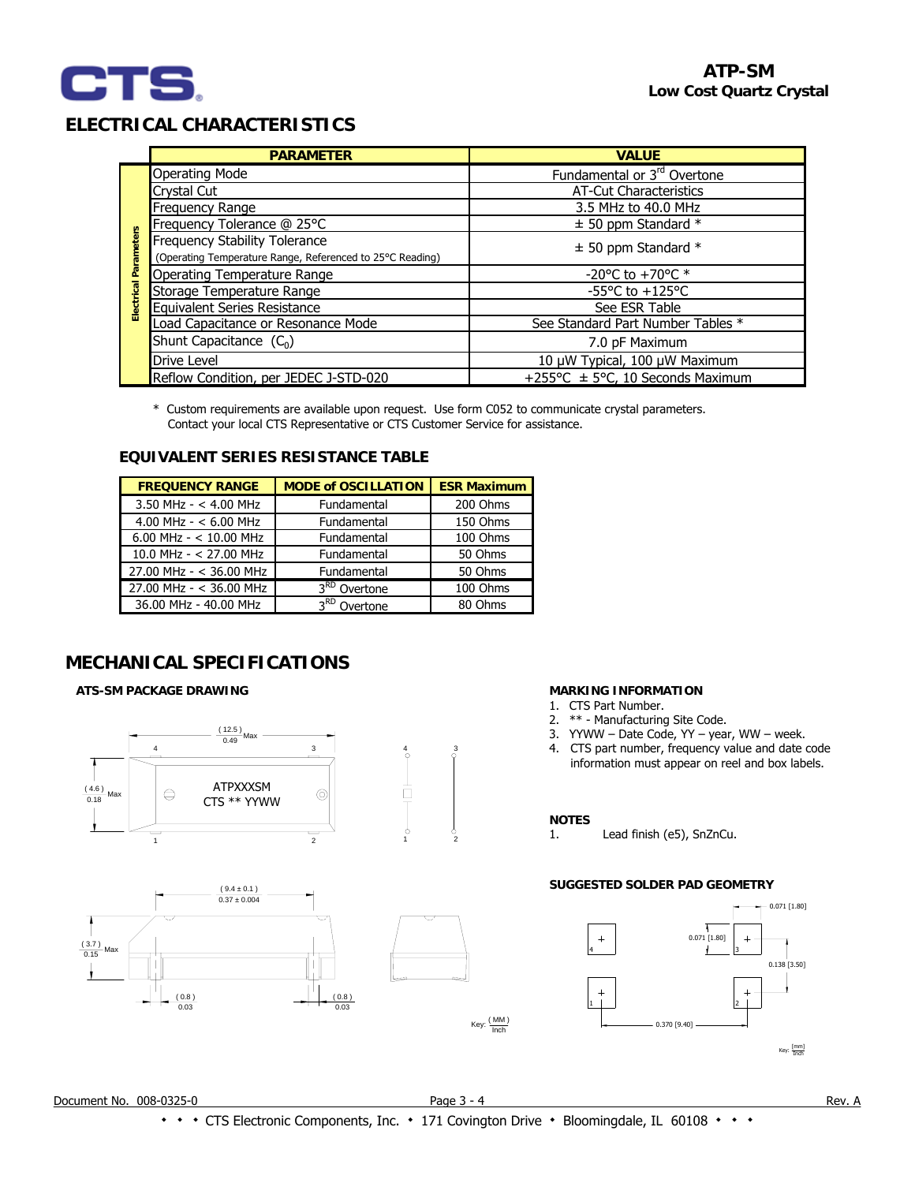# ELECTRICAL CHARACTERISTICS

| | PARAMETER | VALUE |
|---|---|---|
| Electrical Parameters | Operating Mode | Fundamental or 3rd Overtone |
| | Crystal Cut | AT-Cut Characteristics |
| | Frequency Range | 3.5 MHz to 40.0 MHz |
| | Frequency Tolerance @ 25°C | ± 50 ppm Standard * |
| | Frequency Stability Tolerance (Operating Temperature Range, Referenced to 25°C Reading) | ± 50 ppm Standard * |
| | Operating Temperature Range | -20°C to +70°C * |
| | Storage Temperature Range | -55°C to +125°C |
| | Equivalent Series Resistance | See ESR Table |
| | Load Capacitance or Resonance Mode | See Standard Part Number Tables * |
| | Shunt Capacitance ($C_0$) | 7.0 pF Maximum |
| | Drive Level | 10 µW Typical, 100 µW Maximum |
| | Reflow Condition, per JEDEC J-STD-020 | +255°C ± 5°C, 10 Seconds Maximum |

\* Custom requirements are available upon request. Use form C052 to communicate crystal parameters. Contact your local CTS Representative or CTS Customer Service for assistance.

### EQUIVALENT SERIES RESISTANCE TABLE

| FREQUENCY RANGE | MODE of OSCILLATION | ESR Maximum |
|---|---|---|
| 3.50 MHz - < 4.00 MHz | Fundamental | 200 Ohms |
| 4.00 MHz - < 6.00 MHz | Fundamental | 150 Ohms |
| 6.00 MHz - < 10.00 MHz | Fundamental | 100 Ohms |
| 10.0 MHz - < 27.00 MHz | Fundamental | 50 Ohms |
| 27.00 MHz - < 36.00 MHz | Fundamental | 50 Ohms |
| 27.00 MHz - < 36.00 MHz | 3RD Overtone | 100 Ohms |
| 36.00 MHz - 40.00 MHz | 3RD Overtone | 80 Ohms |

# MECHANICAL SPECIFICATIONS

### ATS-SM PACKAGE DRAWING

(12.5) 0.49 Max; (4.6) 0.18 Max; ATPXXXSM CTS ** YYWW; (9.4 ± 0.1) 0.37 ± 0.004; (3.7) 0.15 Max; (0.8) 0.03; (0.8) 0.03

Key: (MM) / Inch

### MARKING INFORMATION

1. CTS Part Number.
2. ** - Manufacturing Site Code.
3. YYWW – Date Code, YY – year, WW – week.
4. CTS part number, frequency value and date code information must appear on reel and box labels.

### NOTES

1. Lead finish (e5), SnZnCu.

### SUGGESTED SOLDER PAD GEOMETRY

0.071 [1.80]; 0.071 [1.80]; 0.138 [3.50]; 0.370 [9.40]

Key: [mm] / Inch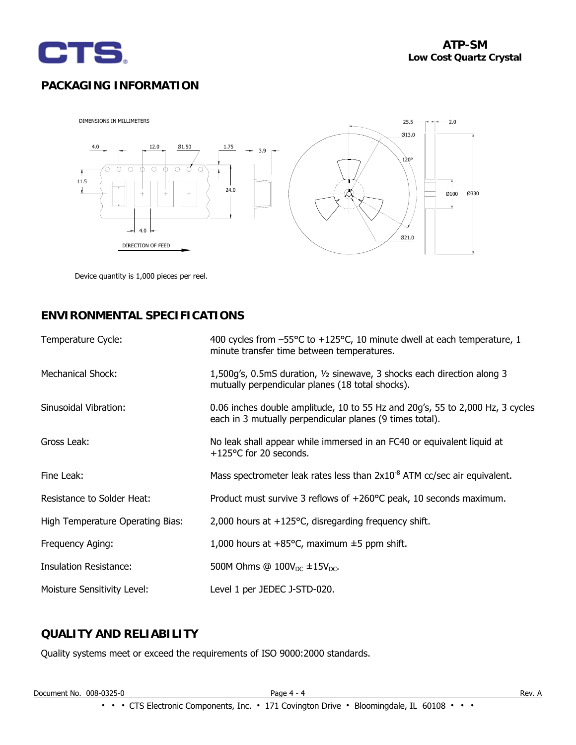## PACKAGING INFORMATION

DIMENSIONS IN MILLIMETERS

4.0
12.0
Ø1.50
1.75
3.9
11.5
24.0
4.0
DIRECTION OF FEED
25.5
2.0
Ø13.0
120°
Ø100
Ø330
Ø21.0

Device quantity is 1,000 pieces per reel.

## ENVIRONMENTAL SPECIFICATIONS

| | |
|---|---|
| Temperature Cycle: | 400 cycles from –55°C to +125°C, 10 minute dwell at each temperature, 1 minute transfer time between temperatures. |
| Mechanical Shock: | 1,500g's, 0.5mS duration, ½ sinewave, 3 shocks each direction along 3 mutually perpendicular planes (18 total shocks). |
| Sinusoidal Vibration: | 0.06 inches double amplitude, 10 to 55 Hz and 20g's, 55 to 2,000 Hz, 3 cycles each in 3 mutually perpendicular planes (9 times total). |
| Gross Leak: | No leak shall appear while immersed in an FC40 or equivalent liquid at +125°C for 20 seconds. |
| Fine Leak: | Mass spectrometer leak rates less than $2x10^{-8}$ ATM cc/sec air equivalent. |
| Resistance to Solder Heat: | Product must survive 3 reflows of +260°C peak, 10 seconds maximum. |
| High Temperature Operating Bias: | 2,000 hours at +125°C, disregarding frequency shift. |
| Frequency Aging: | 1,000 hours at +85°C, maximum ±5 ppm shift. |
| Insulation Resistance: | 500M Ohms @ $100V_{DC}$ $\pm 15V_{DC}$. |
| Moisture Sensitivity Level: | Level 1 per JEDEC J-STD-020. |

## QUALITY AND RELIABILITY

Quality systems meet or exceed the requirements of ISO 9000:2000 standards.